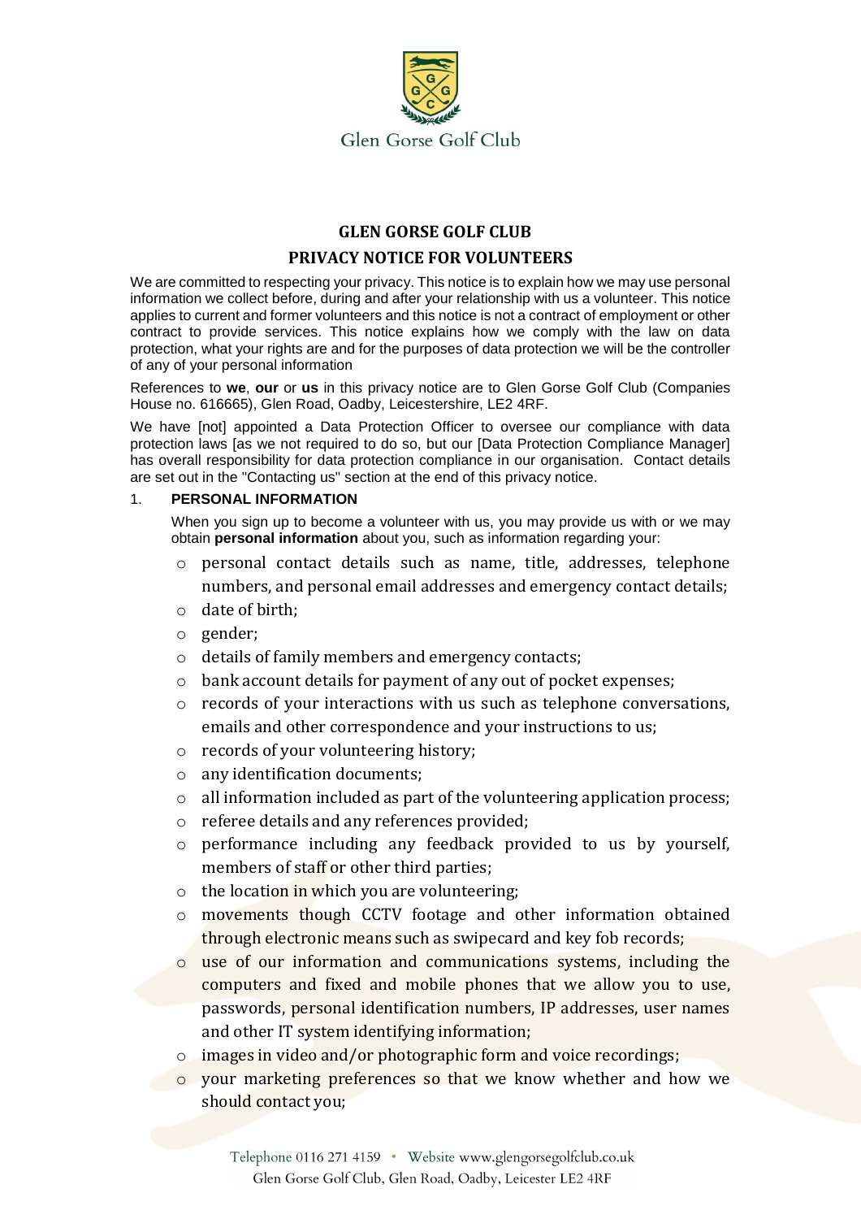Glen Gorse Golf Club

# GLEN GORSE GOLF CLUB

## PRIVACY NOTICE FOR VOLUNTEERS

We are committed to respecting your privacy. This notice is to explain how we may use personal information we collect before, during and after your relationship with us a volunteer. This notice applies to current and former volunteers and this notice is not a contract of employment or other contract to provide services. This notice explains how we comply with the law on data protection, what your rights are and for the purposes of data protection we will be the controller of any of your personal information

References to **we**, **our** or **us** in this privacy notice are to Glen Gorse Golf Club (Companies House no. 616665), Glen Road, Oadby, Leicestershire, LE2 4RF.

We have [not] appointed a Data Protection Officer to oversee our compliance with data protection laws [as we not required to do so, but our [Data Protection Compliance Manager] has overall responsibility for data protection compliance in our organisation. Contact details are set out in the "Contacting us" section at the end of this privacy notice.

### 1. PERSONAL INFORMATION

When you sign up to become a volunteer with us, you may provide us with or we may obtain **personal information** about you, such as information regarding your:

- personal contact details such as name, title, addresses, telephone numbers, and personal email addresses and emergency contact details;
- date of birth;
- gender;
- details of family members and emergency contacts;
- bank account details for payment of any out of pocket expenses;
- records of your interactions with us such as telephone conversations, emails and other correspondence and your instructions to us;
- records of your volunteering history;
- any identification documents;
- all information included as part of the volunteering application process;
- referee details and any references provided;
- performance including any feedback provided to us by yourself, members of staff or other third parties;
- the location in which you are volunteering;
- movements though CCTV footage and other information obtained through electronic means such as swipecard and key fob records;
- use of our information and communications systems, including the computers and fixed and mobile phones that we allow you to use, passwords, personal identification numbers, IP addresses, user names and other IT system identifying information;
- images in video and/or photographic form and voice recordings;
- your marketing preferences so that we know whether and how we should contact you;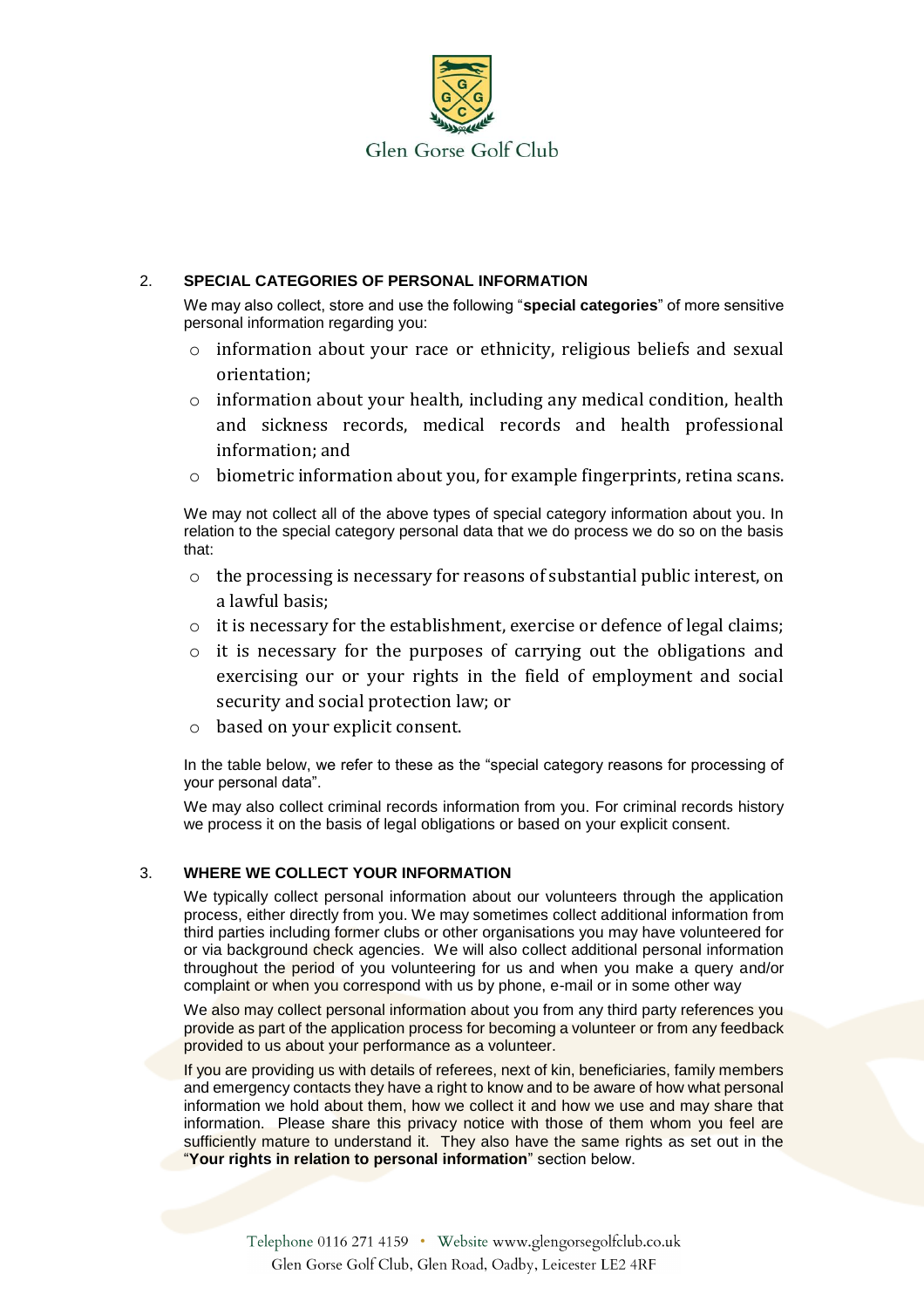## 2. SPECIAL CATEGORIES OF PERSONAL INFORMATION

We may also collect, store and use the following "**special categories**" of more sensitive personal information regarding you:

- information about your race or ethnicity, religious beliefs and sexual orientation;
- information about your health, including any medical condition, health and sickness records, medical records and health professional information; and
- biometric information about you, for example fingerprints, retina scans.

We may not collect all of the above types of special category information about you. In relation to the special category personal data that we do process we do so on the basis that:

- the processing is necessary for reasons of substantial public interest, on a lawful basis;
- it is necessary for the establishment, exercise or defence of legal claims;
- it is necessary for the purposes of carrying out the obligations and exercising our or your rights in the field of employment and social security and social protection law; or
- based on your explicit consent.

In the table below, we refer to these as the "special category reasons for processing of your personal data".

We may also collect criminal records information from you. For criminal records history we process it on the basis of legal obligations or based on your explicit consent.

## 3. WHERE WE COLLECT YOUR INFORMATION

We typically collect personal information about our volunteers through the application process, either directly from you. We may sometimes collect additional information from third parties including former clubs or other organisations you may have volunteered for or via background check agencies. We will also collect additional personal information throughout the period of you volunteering for us and when you make a query and/or complaint or when you correspond with us by phone, e-mail or in some other way

We also may collect personal information about you from any third party references you provide as part of the application process for becoming a volunteer or from any feedback provided to us about your performance as a volunteer.

If you are providing us with details of referees, next of kin, beneficiaries, family members and emergency contacts they have a right to know and to be aware of how what personal information we hold about them, how we collect it and how we use and may share that information. Please share this privacy notice with those of them whom you feel are sufficiently mature to understand it. They also have the same rights as set out in the "**Your rights in relation to personal information**" section below.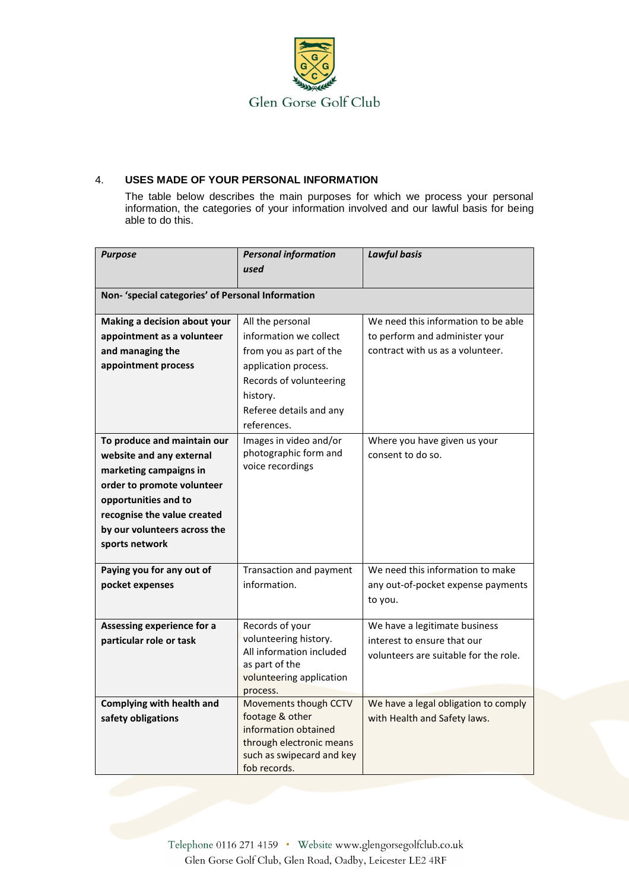## 4. USES MADE OF YOUR PERSONAL INFORMATION

The table below describes the main purposes for which we process your personal information, the categories of your information involved and our lawful basis for being able to do this.

| *Purpose* | *Personal information used* | *Lawful basis* |
|---|---|---|
| **Non- 'special categories' of Personal Information** | | |
| **Making a decision about your appointment as a volunteer and managing the appointment process** | All the personal information we collect from you as part of the application process. Records of volunteering history. Referee details and any references. | We need this information to be able to perform and administer your contract with us as a volunteer. |
| **To produce and maintain our website and any external marketing campaigns in order to promote volunteer opportunities and to recognise the value created by our volunteers across the sports network** | Images in video and/or photographic form and voice recordings | Where you have given us your consent to do so. |
| **Paying you for any out of pocket expenses** | Transaction and payment information. | We need this information to make any out-of-pocket expense payments to you. |
| **Assessing experience for a particular role or task** | Records of your volunteering history. All information included as part of the volunteering application process. | We have a legitimate business interest to ensure that our volunteers are suitable for the role. |
| **Complying with health and safety obligations** | Movements though CCTV footage & other information obtained through electronic means such as swipecard and key fob records. | We have a legal obligation to comply with Health and Safety laws. |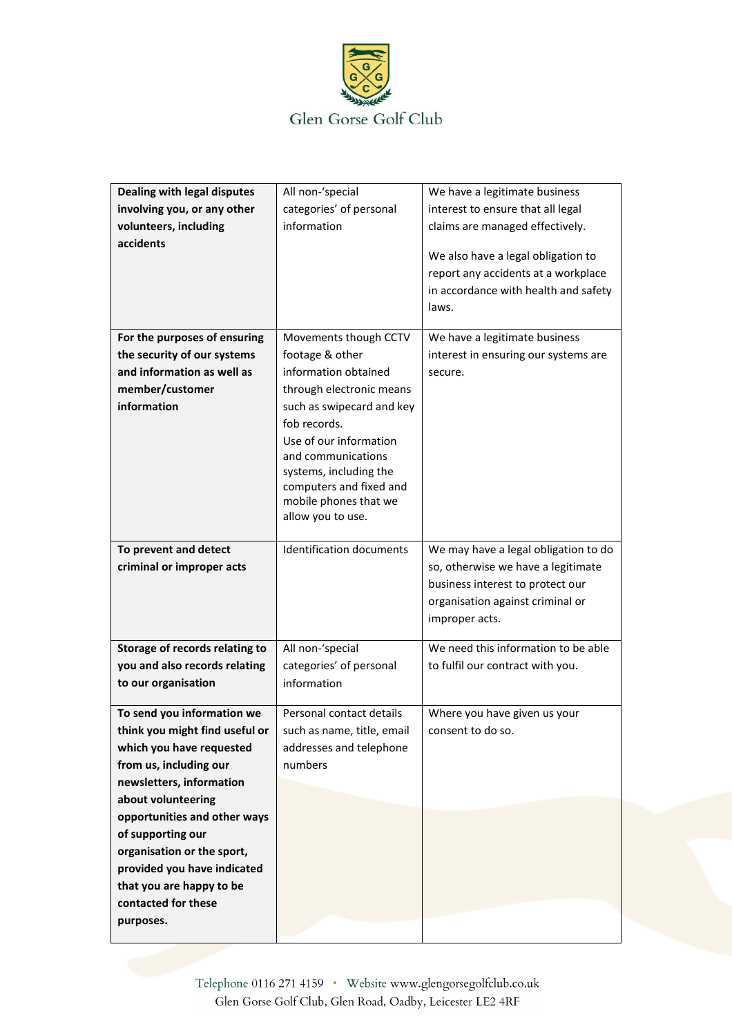| **Dealing with legal disputes involving you, or any other volunteers, including accidents** | All non-'special categories' of personal information | We have a legitimate business interest to ensure that all legal claims are managed effectively.<br><br>We also have a legal obligation to report any accidents at a workplace in accordance with health and safety laws. |
|---|---|---|
| **For the purposes of ensuring the security of our systems and information as well as member/customer information** | Movements though CCTV footage & other information obtained through electronic means such as swipecard and key fob records.<br>Use of our information and communications systems, including the computers and fixed and mobile phones that we allow you to use. | We have a legitimate business interest in ensuring our systems are secure. |
| **To prevent and detect criminal or improper acts** | Identification documents | We may have a legal obligation to do so, otherwise we have a legitimate business interest to protect our organisation against criminal or improper acts. |
| **Storage of records relating to you and also records relating to our organisation** | All non-'special categories' of personal information | We need this information to be able to fulfil our contract with you. |
| **To send you information we think you might find useful or which you have requested from us, including our newsletters, information about volunteering opportunities and other ways of supporting our organisation or the sport, provided you have indicated that you are happy to be contacted for these purposes.** | Personal contact details such as name, title, email addresses and telephone numbers | Where you have given us your consent to do so. |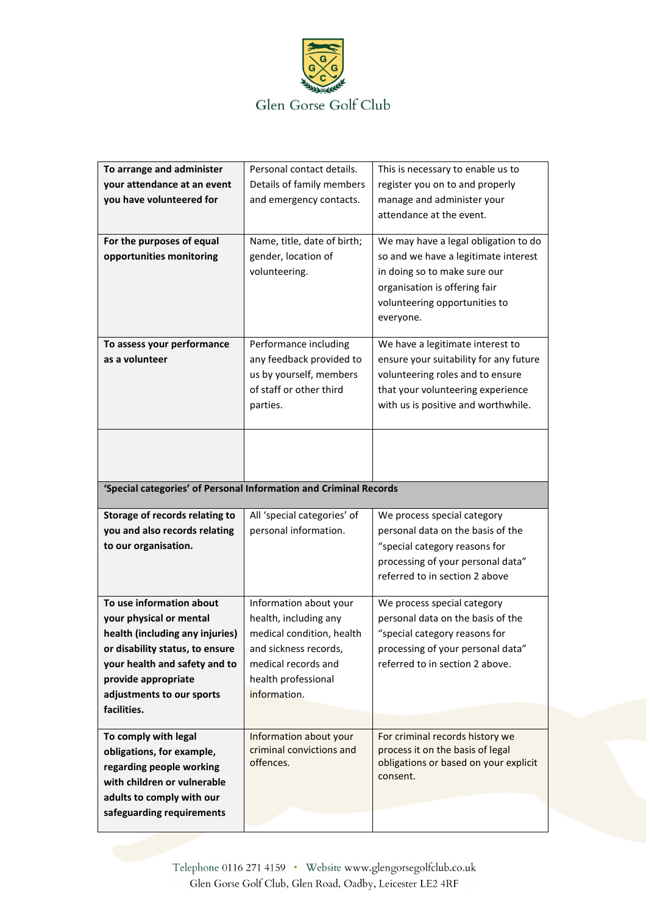| | | |
|---|---|---|
| **To arrange and administer your attendance at an event you have volunteered for** | Personal contact details. Details of family members and emergency contacts. | This is necessary to enable us to register you on to and properly manage and administer your attendance at the event. |
| **For the purposes of equal opportunities monitoring** | Name, title, date of birth; gender, location of volunteering. | We may have a legal obligation to do so and we have a legitimate interest in doing so to make sure our organisation is offering fair volunteering opportunities to everyone. |
| **To assess your performance as a volunteer** | Performance including any feedback provided to us by yourself, members of staff or other third parties. | We have a legitimate interest to ensure your suitability for any future volunteering roles and to ensure that your volunteering experience with us is positive and worthwhile. |
| | | |
| **'Special categories' of Personal Information and Criminal Records** | | |
| **Storage of records relating to you and also records relating to our organisation.** | All 'special categories' of personal information. | We process special category personal data on the basis of the "special category reasons for processing of your personal data" referred to in section 2 above |
| **To use information about your physical or mental health (including any injuries) or disability status, to ensure your health and safety and to provide appropriate adjustments to our sports facilities.** | Information about your health, including any medical condition, health and sickness records, medical records and health professional information. | We process special category personal data on the basis of the "special category reasons for processing of your personal data" referred to in section 2 above. |
| **To comply with legal obligations, for example, regarding people working with children or vulnerable adults to comply with our safeguarding requirements** | Information about your criminal convictions and offences. | For criminal records history we process it on the basis of legal obligations or based on your explicit consent. |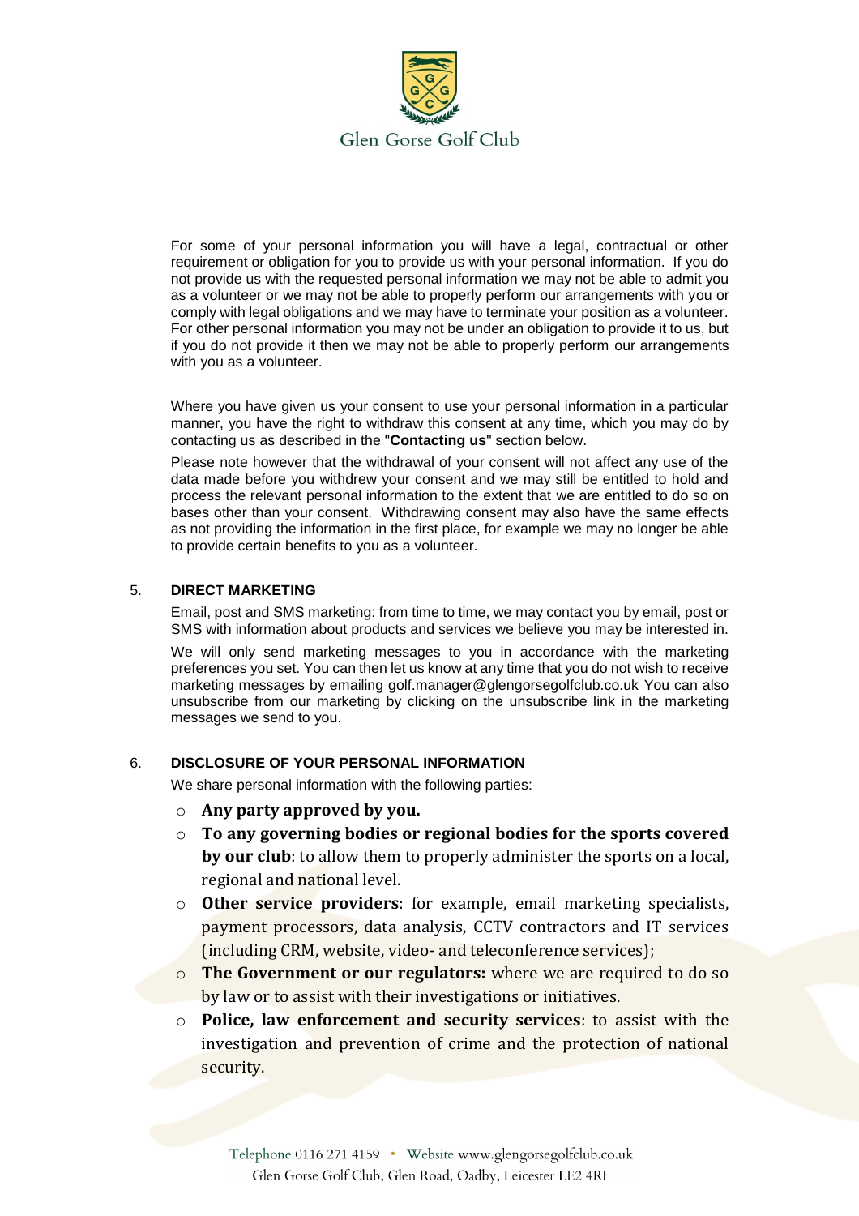For some of your personal information you will have a legal, contractual or other requirement or obligation for you to provide us with your personal information. If you do not provide us with the requested personal information we may not be able to admit you as a volunteer or we may not be able to properly perform our arrangements with you or comply with legal obligations and we may have to terminate your position as a volunteer. For other personal information you may not be under an obligation to provide it to us, but if you do not provide it then we may not be able to properly perform our arrangements with you as a volunteer.

Where you have given us your consent to use your personal information in a particular manner, you have the right to withdraw this consent at any time, which you may do by contacting us as described in the "**Contacting us**" section below.

Please note however that the withdrawal of your consent will not affect any use of the data made before you withdrew your consent and we may still be entitled to hold and process the relevant personal information to the extent that we are entitled to do so on bases other than your consent. Withdrawing consent may also have the same effects as not providing the information in the first place, for example we may no longer be able to provide certain benefits to you as a volunteer.

## 5. DIRECT MARKETING

Email, post and SMS marketing: from time to time, we may contact you by email, post or SMS with information about products and services we believe you may be interested in.

We will only send marketing messages to you in accordance with the marketing preferences you set. You can then let us know at any time that you do not wish to receive marketing messages by emailing golf.manager@glengorsegolfclub.co.uk You can also unsubscribe from our marketing by clicking on the unsubscribe link in the marketing messages we send to you.

## 6. DISCLOSURE OF YOUR PERSONAL INFORMATION

We share personal information with the following parties:

- **Any party approved by you.**
- **To any governing bodies or regional bodies for the sports covered by our club**: to allow them to properly administer the sports on a local, regional and national level.
- **Other service providers**: for example, email marketing specialists, payment processors, data analysis, CCTV contractors and IT services (including CRM, website, video- and teleconference services);
- **The Government or our regulators:** where we are required to do so by law or to assist with their investigations or initiatives.
- **Police, law enforcement and security services**: to assist with the investigation and prevention of crime and the protection of national security.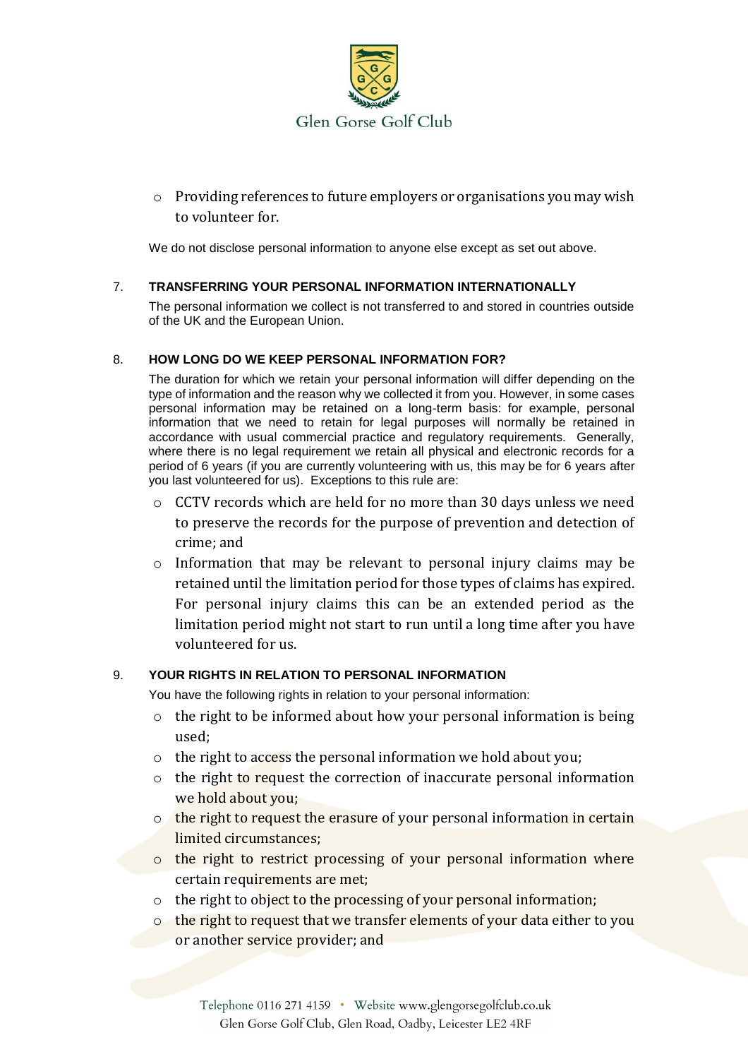- Providing references to future employers or organisations you may wish to volunteer for.

We do not disclose personal information to anyone else except as set out above.

## 7. TRANSFERRING YOUR PERSONAL INFORMATION INTERNATIONALLY

The personal information we collect is not transferred to and stored in countries outside of the UK and the European Union.

## 8. HOW LONG DO WE KEEP PERSONAL INFORMATION FOR?

The duration for which we retain your personal information will differ depending on the type of information and the reason why we collected it from you. However, in some cases personal information may be retained on a long-term basis: for example, personal information that we need to retain for legal purposes will normally be retained in accordance with usual commercial practice and regulatory requirements. Generally, where there is no legal requirement we retain all physical and electronic records for a period of 6 years (if you are currently volunteering with us, this may be for 6 years after you last volunteered for us). Exceptions to this rule are:

- CCTV records which are held for no more than 30 days unless we need to preserve the records for the purpose of prevention and detection of crime; and
- Information that may be relevant to personal injury claims may be retained until the limitation period for those types of claims has expired. For personal injury claims this can be an extended period as the limitation period might not start to run until a long time after you have volunteered for us.

## 9. YOUR RIGHTS IN RELATION TO PERSONAL INFORMATION

You have the following rights in relation to your personal information:

- the right to be informed about how your personal information is being used;
- the right to access the personal information we hold about you;
- the right to request the correction of inaccurate personal information we hold about you;
- the right to request the erasure of your personal information in certain limited circumstances;
- the right to restrict processing of your personal information where certain requirements are met;
- the right to object to the processing of your personal information;
- the right to request that we transfer elements of your data either to you or another service provider; and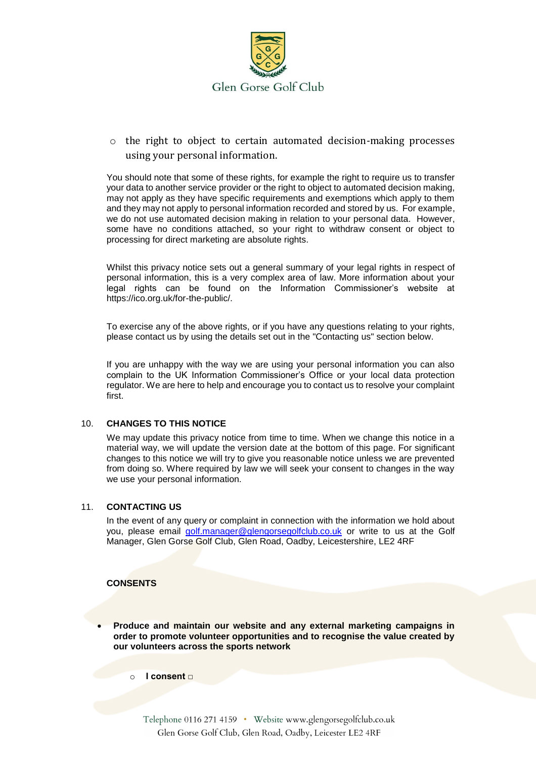- the right to object to certain automated decision-making processes using your personal information.

You should note that some of these rights, for example the right to require us to transfer your data to another service provider or the right to object to automated decision making, may not apply as they have specific requirements and exemptions which apply to them and they may not apply to personal information recorded and stored by us. For example, we do not use automated decision making in relation to your personal data. However, some have no conditions attached, so your right to withdraw consent or object to processing for direct marketing are absolute rights.

Whilst this privacy notice sets out a general summary of your legal rights in respect of personal information, this is a very complex area of law. More information about your legal rights can be found on the Information Commissioner's website at https://ico.org.uk/for-the-public/.

To exercise any of the above rights, or if you have any questions relating to your rights, please contact us by using the details set out in the "Contacting us" section below.

If you are unhappy with the way we are using your personal information you can also complain to the UK Information Commissioner's Office or your local data protection regulator. We are here to help and encourage you to contact us to resolve your complaint first.

## 10. CHANGES TO THIS NOTICE

We may update this privacy notice from time to time. When we change this notice in a material way, we will update the version date at the bottom of this page. For significant changes to this notice we will try to give you reasonable notice unless we are prevented from doing so. Where required by law we will seek your consent to changes in the way we use your personal information.

## 11. CONTACTING US

In the event of any query or complaint in connection with the information we hold about you, please email golf.manager@glengorsegolfclub.co.uk or write to us at the Golf Manager, Glen Gorse Golf Club, Glen Road, Oadby, Leicestershire, LE2 4RF

## CONSENTS

- **Produce and maintain our website and any external marketing campaigns in order to promote volunteer opportunities and to recognise the value created by our volunteers across the sports network**
  - **I consent** □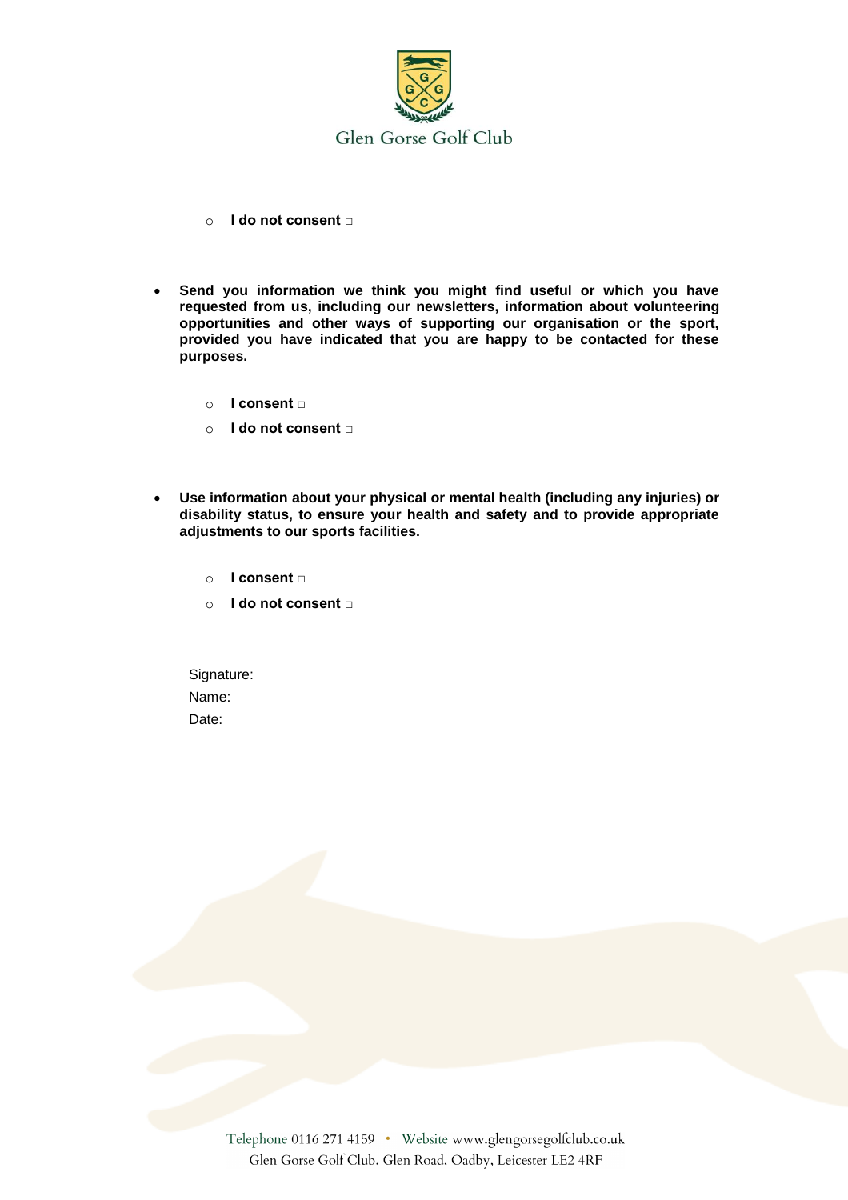- **I do not consent** □

- **Send you information we think you might find useful or which you have requested from us, including our newsletters, information about volunteering opportunities and other ways of supporting our organisation or the sport, provided you have indicated that you are happy to be contacted for these purposes.**

  - **I consent** □
  - **I do not consent** □

- **Use information about your physical or mental health (including any injuries) or disability status, to ensure your health and safety and to provide appropriate adjustments to our sports facilities.**

  - **I consent** □
  - **I do not consent** □

Signature:

Name:

Date: